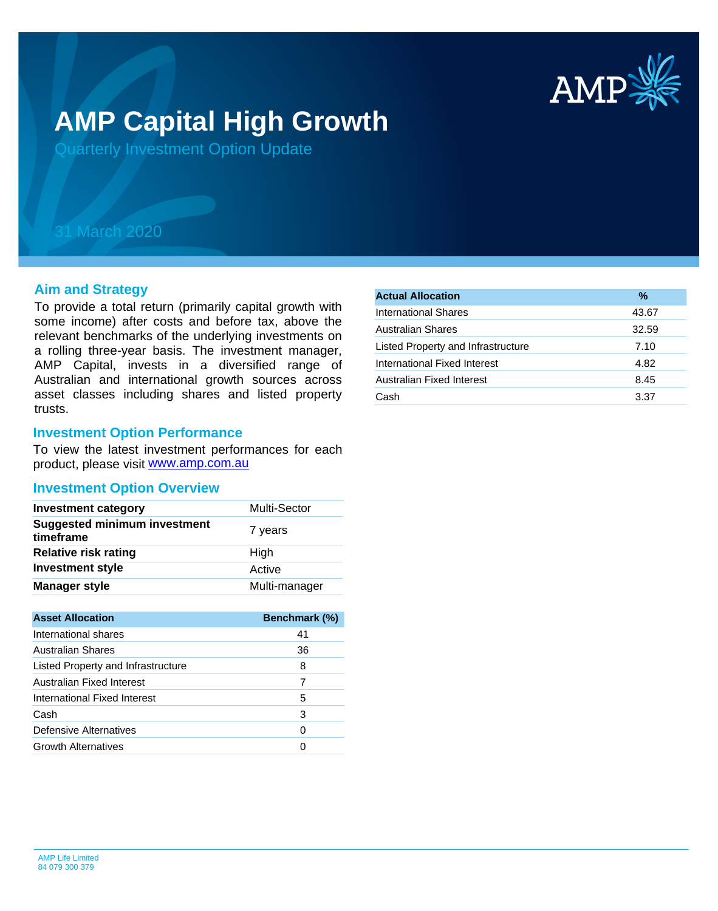# AMP Capital High Growth

## Quarterly Investment Option Update

31 March 2020

## Aim and Strategy

To provide a total return (primarily capital growth with some income) after costs and before tax, above the relevant benchmarks of the underlying investments on a rolling three-year basis. The investment manager, AMP Capital, invests in a diversified range of Australian and international growth sources across asset classes including shares and listed property trusts.

## Investment Option Performance

To view the latest investment performances for each product, please visit www.amp.com.au

## Investment Option Overview

| | |
|---|---|
| **Investment category** | Multi-Sector |
| **Suggested minimum investment timeframe** | 7 years |
| **Relative risk rating** | High |
| **Investment style** | Active |
| **Manager style** | Multi-manager |

| Asset Allocation | Benchmark (%) |
|---|---|
| International shares | 41 |
| Australian Shares | 36 |
| Listed Property and Infrastructure | 8 |
| Australian Fixed Interest | 7 |
| International Fixed Interest | 5 |
| Cash | 3 |
| Defensive Alternatives | 0 |
| Growth Alternatives | 0 |

| Actual Allocation | % |
|---|---|
| International Shares | 43.67 |
| Australian Shares | 32.59 |
| Listed Property and Infrastructure | 7.10 |
| International Fixed Interest | 4.82 |
| Australian Fixed Interest | 8.45 |
| Cash | 3.37 |

AMP Life Limited
84 079 300 379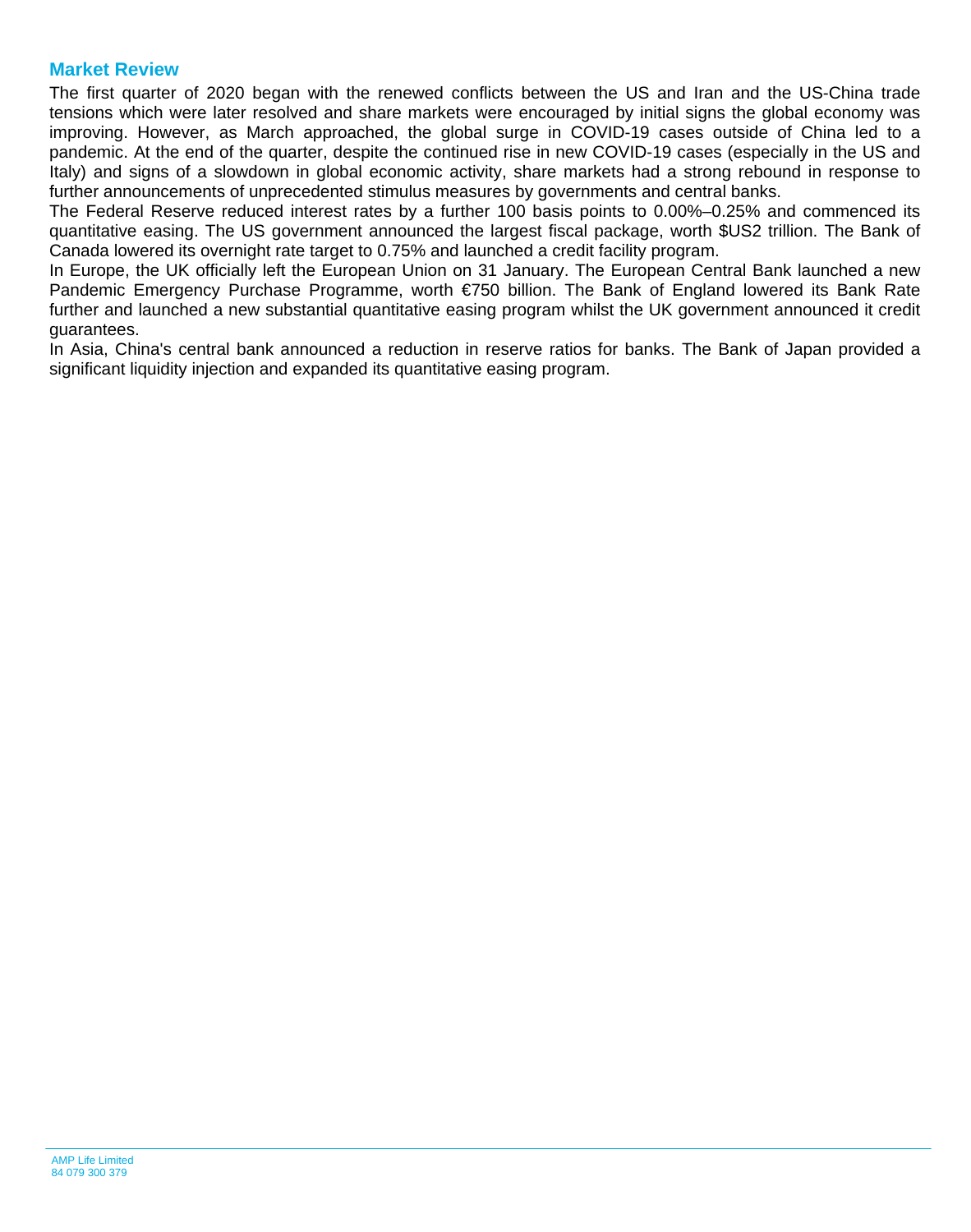## Market Review

The first quarter of 2020 began with the renewed conflicts between the US and Iran and the US-China trade tensions which were later resolved and share markets were encouraged by initial signs the global economy was improving. However, as March approached, the global surge in COVID-19 cases outside of China led to a pandemic. At the end of the quarter, despite the continued rise in new COVID-19 cases (especially in the US and Italy) and signs of a slowdown in global economic activity, share markets had a strong rebound in response to further announcements of unprecedented stimulus measures by governments and central banks.

The Federal Reserve reduced interest rates by a further 100 basis points to 0.00%–0.25% and commenced its quantitative easing. The US government announced the largest fiscal package, worth $US2 trillion. The Bank of Canada lowered its overnight rate target to 0.75% and launched a credit facility program.

In Europe, the UK officially left the European Union on 31 January. The European Central Bank launched a new Pandemic Emergency Purchase Programme, worth €750 billion. The Bank of England lowered its Bank Rate further and launched a new substantial quantitative easing program whilst the UK government announced it credit guarantees.

In Asia, China's central bank announced a reduction in reserve ratios for banks. The Bank of Japan provided a significant liquidity injection and expanded its quantitative easing program.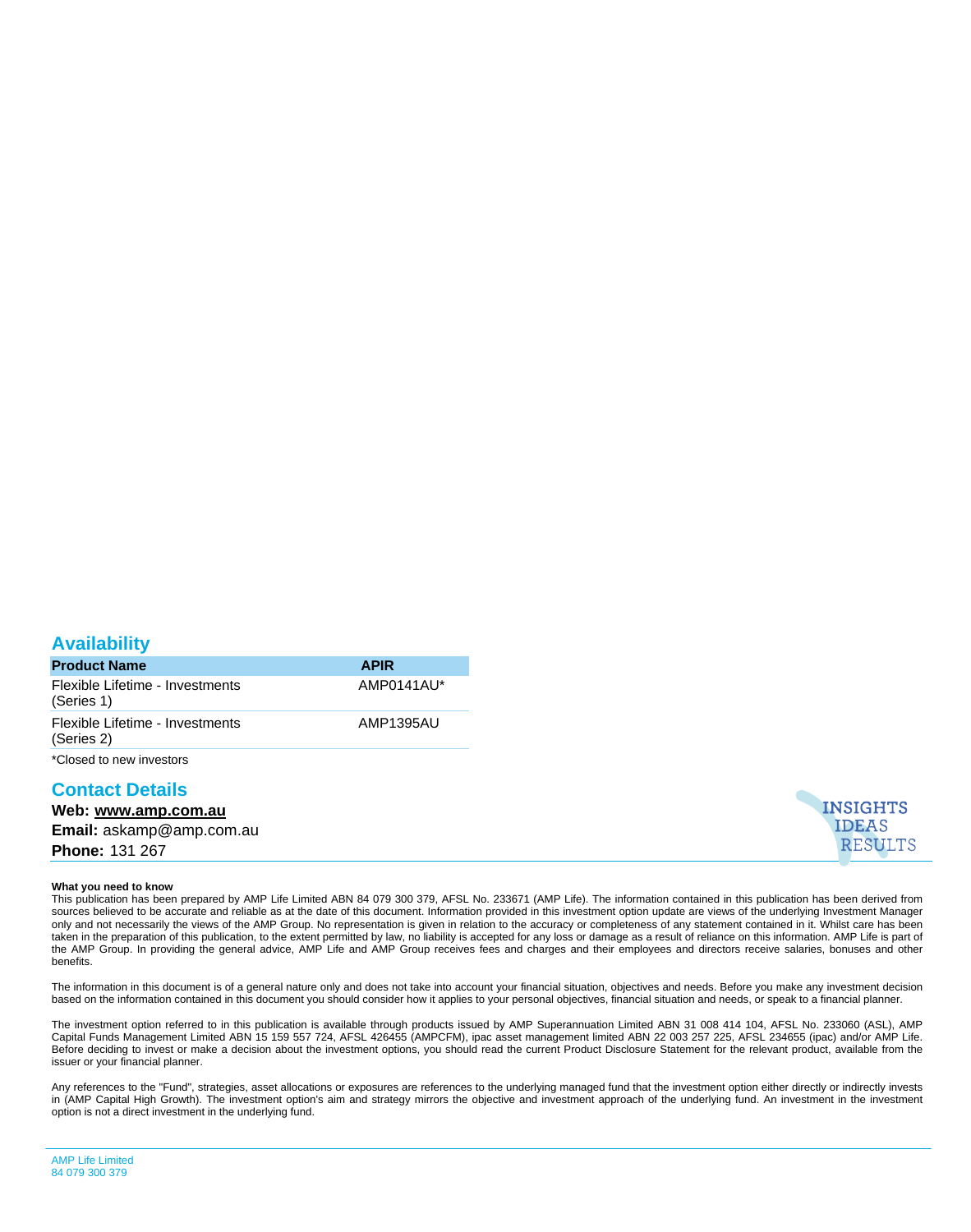## Availability

| Product Name | APIR |
| --- | --- |
| Flexible Lifetime - Investments (Series 1) | AMP0141AU* |
| Flexible Lifetime - Investments (Series 2) | AMP1395AU |

*Closed to new investors

## Contact Details

**Web:** **www.amp.com.au**

**Email:** askamp@amp.com.au

**Phone:** 131 267

INSIGHTS
IDEAS
RESULTS

**What you need to know**

This publication has been prepared by AMP Life Limited ABN 84 079 300 379, AFSL No. 233671 (AMP Life). The information contained in this publication has been derived from sources believed to be accurate and reliable as at the date of this document. Information provided in this investment option update are views of the underlying Investment Manager only and not necessarily the views of the AMP Group. No representation is given in relation to the accuracy or completeness of any statement contained in it. Whilst care has been taken in the preparation of this publication, to the extent permitted by law, no liability is accepted for any loss or damage as a result of reliance on this information. AMP Life is part of the AMP Group. In providing the general advice, AMP Life and AMP Group receives fees and charges and their employees and directors receive salaries, bonuses and other benefits.

The information in this document is of a general nature only and does not take into account your financial situation, objectives and needs. Before you make any investment decision based on the information contained in this document you should consider how it applies to your personal objectives, financial situation and needs, or speak to a financial planner.

The investment option referred to in this publication is available through products issued by AMP Superannuation Limited ABN 31 008 414 104, AFSL No. 233060 (ASL), AMP Capital Funds Management Limited ABN 15 159 557 724, AFSL 426455 (AMPCFM), ipac asset management limited ABN 22 003 257 225, AFSL 234655 (ipac) and/or AMP Life. Before deciding to invest or make a decision about the investment options, you should read the current Product Disclosure Statement for the relevant product, available from the issuer or your financial planner.

Any references to the "Fund", strategies, asset allocations or exposures are references to the underlying managed fund that the investment option either directly or indirectly invests in (AMP Capital High Growth). The investment option's aim and strategy mirrors the objective and investment approach of the underlying fund. An investment in the investment option is not a direct investment in the underlying fund.

AMP Life Limited
84 079 300 379